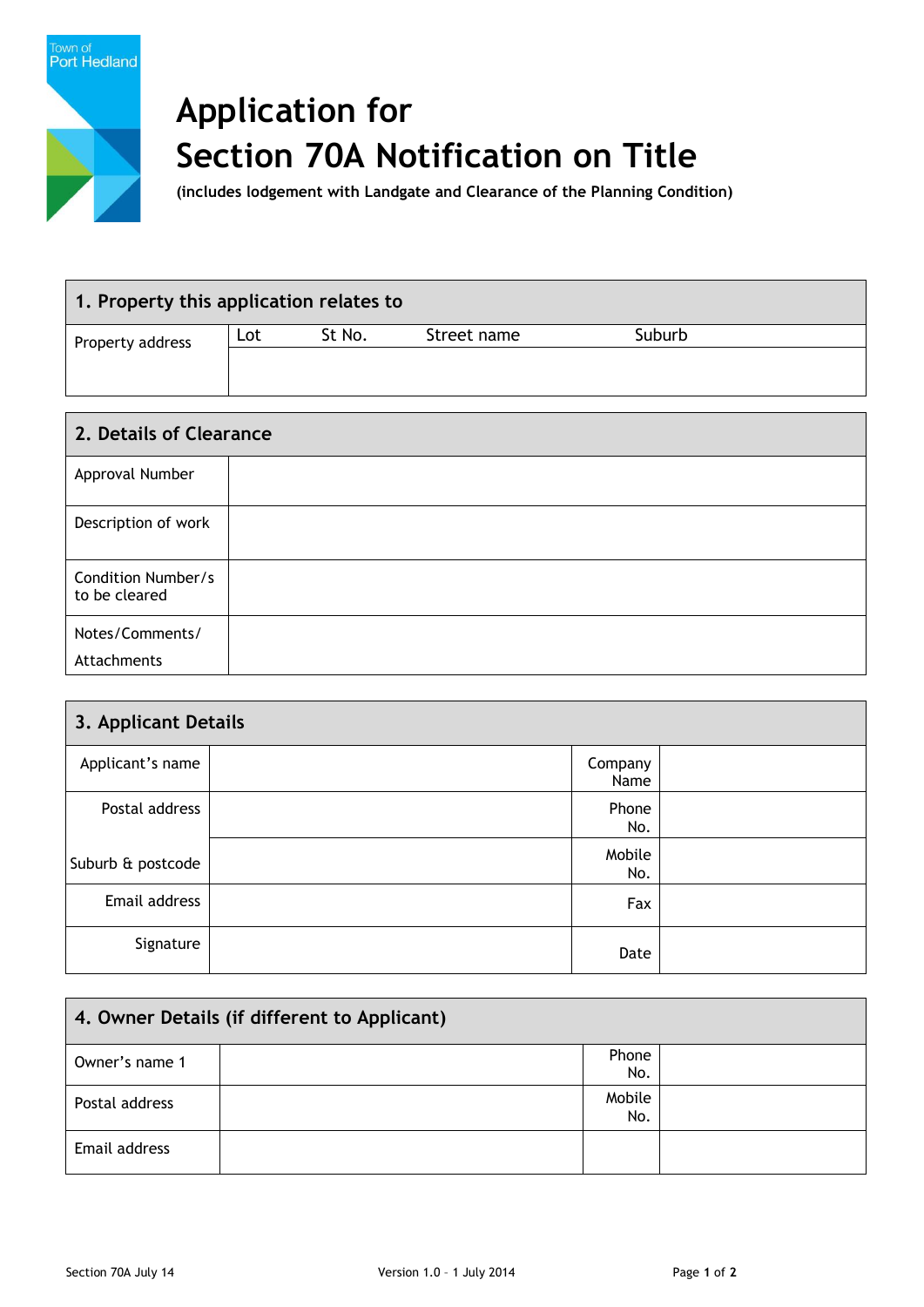Town of Port Hedland

# Application for Section 70A Notification on Title

**(includes lodgement with Landgate and Clearance of the Planning Condition)**

| 1. Property this application relates to | | | | |
|---|---|---|---|---|
| Property address | Lot | St No. | Street name | Suburb |
| | | | | |

| 2. Details of Clearance | |
|---|---|
| Approval Number | |
| Description of work | |
| Condition Number/s to be cleared | |
| Notes/Comments/ Attachments | |

| 3. Applicant Details | | | |
|---|---|---|---|
| Applicant's name | | Company Name | |
| Postal address | | Phone No. | |
| Suburb & postcode | | Mobile No. | |
| Email address | | Fax | |
| Signature | | Date | |

| 4. Owner Details (if different to Applicant) | | | |
|---|---|---|---|
| Owner's name 1 | | Phone No. | |
| Postal address | | Mobile No. | |
| Email address | | | |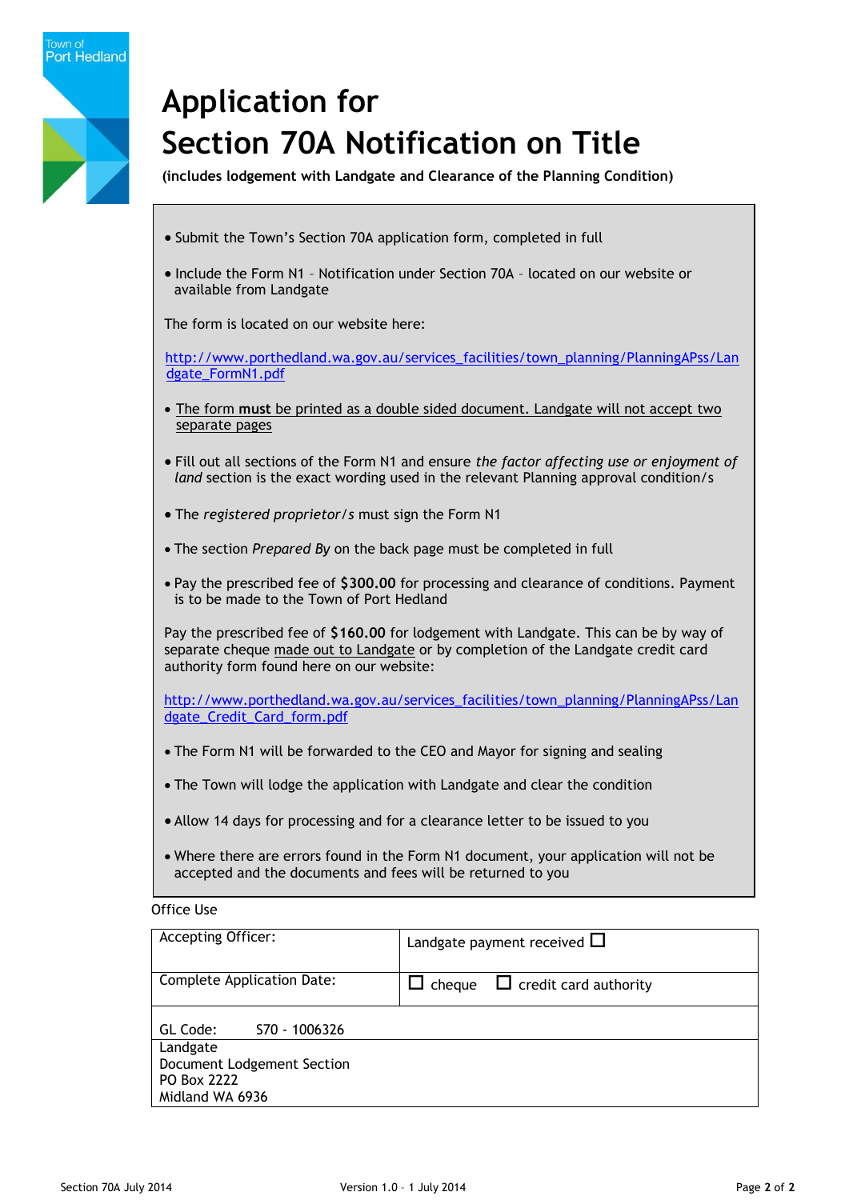Town of Port Hedland

# Application for Section 70A Notification on Title

**(includes lodgement with Landgate and Clearance of the Planning Condition)**

- Submit the Town's Section 70A application form, completed in full
- Include the Form N1 – Notification under Section 70A – located on our website or available from Landgate

The form is located on our website here:

http://www.porthedland.wa.gov.au/services_facilities/town_planning/PlanningAPss/Landgate_FormN1.pdf

- The form **must** be printed as a double sided document. Landgate will not accept two separate pages
- Fill out all sections of the Form N1 and ensure *the factor affecting use or enjoyment of land* section is the exact wording used in the relevant Planning approval condition/s
- The *registered proprietor/s* must sign the Form N1
- The section *Prepared By* on the back page must be completed in full
- Pay the prescribed fee of **$300.00** for processing and clearance of conditions. Payment is to be made to the Town of Port Hedland

Pay the prescribed fee of **$160.00** for lodgement with Landgate. This can be by way of separate cheque made out to Landgate or by completion of the Landgate credit card authority form found here on our website:

http://www.porthedland.wa.gov.au/services_facilities/town_planning/PlanningAPss/Landgate_Credit_Card_form.pdf

- The Form N1 will be forwarded to the CEO and Mayor for signing and sealing
- The Town will lodge the application with Landgate and clear the condition
- Allow 14 days for processing and for a clearance letter to be issued to you
- Where there are errors found in the Form N1 document, your application will not be accepted and the documents and fees will be returned to you

Office Use

| | |
|---|---|
| Accepting Officer: | Landgate payment received ☐ |
| Complete Application Date: | ☐ cheque ☐ credit card authority |
| GL Code: S70 - 1006326 | |
| Landgate<br>Document Lodgement Section<br>PO Box 2222<br>Midland WA 6936 | |

Section 70A July 2014 Version 1.0 – 1 July 2014